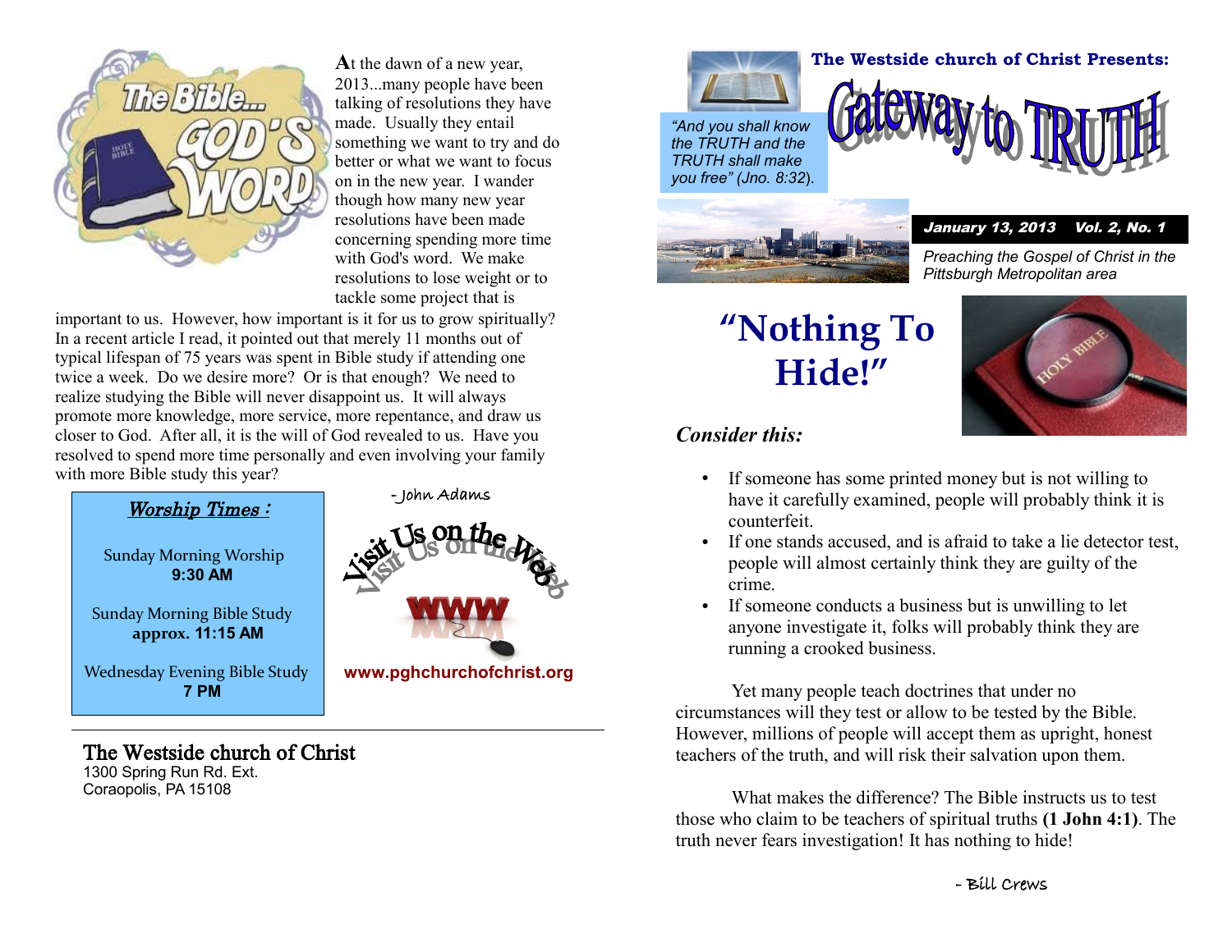At the dawn of a new year, 2013...many people have been talking of resolutions they have made. Usually they entail something we want to try and do better or what we want to focus on in the new year. I wander though how many new year resolutions have been made concerning spending more time with God's word. We make resolutions to lose weight or to tackle some project that is important to us. However, how important is it for us to grow spiritually? In a recent article I read, it pointed out that merely 11 months out of typical lifespan of 75 years was spent in Bible study if attending one twice a week. Do we desire more? Or is that enough? We need to realize studying the Bible will never disappoint us. It will always promote more knowledge, more service, more repentance, and draw us closer to God. After all, it is the will of God revealed to us. Have you resolved to spend more time personally and even involving your family with more Bible study this year?

- John Adams

### *Worship Times :*

Sunday Morning Worship
**9:30 AM**

Sunday Morning Bible Study
**approx. 11:15 AM**

Wednesday Evening Bible Study
**7 PM**

Visit Us on the Web

**www.pghchurchofchrist.org**

**The Westside church of Christ**
1300 Spring Run Rd. Ext.
Coraopolis, PA 15108

**The Westside church of Christ Presents:**

# Gateway to TRUTH

*"And you shall know the TRUTH and the TRUTH shall make you free" (Jno. 8:32).*

***January 13, 2013 Vol. 2, No. 1***

*Preaching the Gospel of Christ in the Pittsburgh Metropolitan area*

## "Nothing To Hide!"

### *Consider this:*

- If someone has some printed money but is not willing to have it carefully examined, people will probably think it is counterfeit.
- If one stands accused, and is afraid to take a lie detector test, people will almost certainly think they are guilty of the crime.
- If someone conducts a business but is unwilling to let anyone investigate it, folks will probably think they are running a crooked business.

Yet many people teach doctrines that under no circumstances will they test or allow to be tested by the Bible. However, millions of people will accept them as upright, honest teachers of the truth, and will risk their salvation upon them.

What makes the difference? The Bible instructs us to test those who claim to be teachers of spiritual truths **(1 John 4:1)**. The truth never fears investigation! It has nothing to hide!

- Bill Crews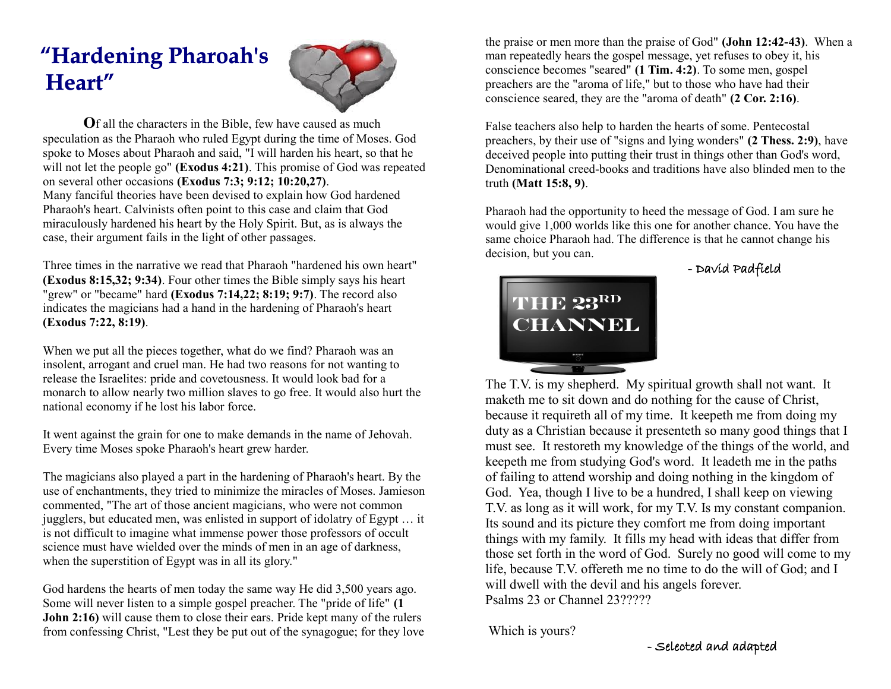# "Hardening Pharoah's Heart"

**O**f all the characters in the Bible, few have caused as much speculation as the Pharaoh who ruled Egypt during the time of Moses. God spoke to Moses about Pharaoh and said, "I will harden his heart, so that he will not let the people go" **(Exodus 4:21)**. This promise of God was repeated on several other occasions **(Exodus 7:3; 9:12; 10:20,27)**. Many fanciful theories have been devised to explain how God hardened Pharaoh's heart. Calvinists often point to this case and claim that God miraculously hardened his heart by the Holy Spirit. But, as is always the case, their argument fails in the light of other passages.

Three times in the narrative we read that Pharaoh "hardened his own heart" **(Exodus 8:15,32; 9:34)**. Four other times the Bible simply says his heart "grew" or "became" hard **(Exodus 7:14,22; 8:19; 9:7)**. The record also indicates the magicians had a hand in the hardening of Pharaoh's heart **(Exodus 7:22, 8:19)**.

When we put all the pieces together, what do we find? Pharaoh was an insolent, arrogant and cruel man. He had two reasons for not wanting to release the Israelites: pride and covetousness. It would look bad for a monarch to allow nearly two million slaves to go free. It would also hurt the national economy if he lost his labor force.

It went against the grain for one to make demands in the name of Jehovah. Every time Moses spoke Pharaoh's heart grew harder.

The magicians also played a part in the hardening of Pharaoh's heart. By the use of enchantments, they tried to minimize the miracles of Moses. Jamieson commented, "The art of those ancient magicians, who were not common jugglers, but educated men, was enlisted in support of idolatry of Egypt … it is not difficult to imagine what immense power those professors of occult science must have wielded over the minds of men in an age of darkness, when the superstition of Egypt was in all its glory."

God hardens the hearts of men today the same way He did 3,500 years ago. Some will never listen to a simple gospel preacher. The "pride of life" **(1 John 2:16)** will cause them to close their ears. Pride kept many of the rulers from confessing Christ, "Lest they be put out of the synagogue; for they love the praise or men more than the praise of God" **(John 12:42-43)**. When a man repeatedly hears the gospel message, yet refuses to obey it, his conscience becomes "seared" **(1 Tim. 4:2)**. To some men, gospel preachers are the "aroma of life," but to those who have had their conscience seared, they are the "aroma of death" **(2 Cor. 2:16)**.

False teachers also help to harden the hearts of some. Pentecostal preachers, by their use of "signs and lying wonders" **(2 Thess. 2:9)**, have deceived people into putting their trust in things other than God's word, Denominational creed-books and traditions have also blinded men to the truth **(Matt 15:8, 9)**.

Pharaoh had the opportunity to heed the message of God. I am sure he would give 1,000 worlds like this one for another chance. You have the same choice Pharaoh had. The difference is that he cannot change his decision, but you can.

*- David Padfield*

## THE 23RD CHANNEL

The T.V. is my shepherd. My spiritual growth shall not want. It maketh me to sit down and do nothing for the cause of Christ, because it requireth all of my time. It keepeth me from doing my duty as a Christian because it presenteth so many good things that I must see. It restoreth my knowledge of the things of the world, and keepeth me from studying God's word. It leadeth me in the paths of failing to attend worship and doing nothing in the kingdom of God. Yea, though I live to be a hundred, I shall keep on viewing T.V. as long as it will work, for my T.V. Is my constant companion. Its sound and its picture they comfort me from doing important things with my family. It fills my head with ideas that differ from those set forth in the word of God. Surely no good will come to my life, because T.V. offereth me no time to do the will of God; and I will dwell with the devil and his angels forever.
Psalms 23 or Channel 23?????

Which is yours?

*- Selected and adapted*